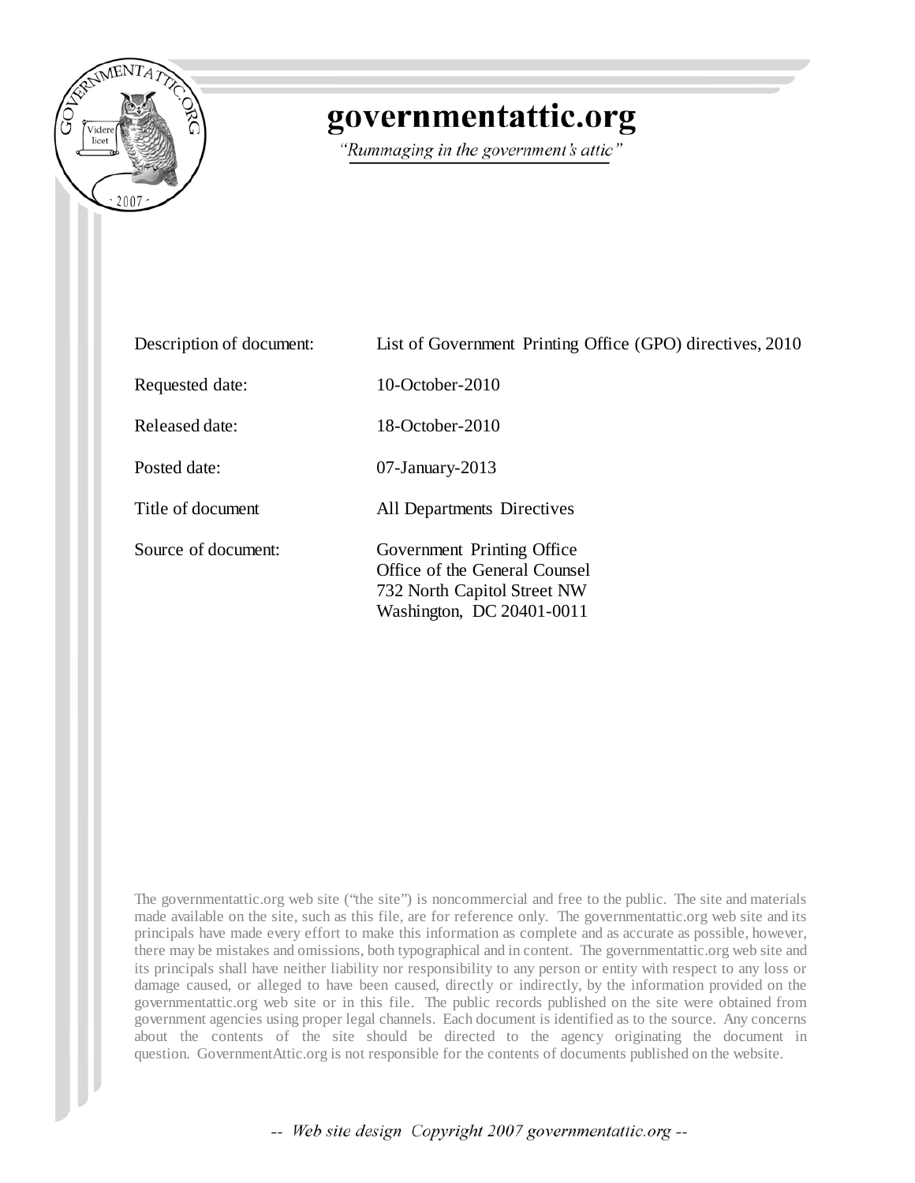# governmentattic.org

*"Rummaging in the government's attic"*

| | |
|---|---|
| Description of document: | List of Government Printing Office (GPO) directives, 2010 |
| Requested date: | 10-October-2010 |
| Released date: | 18-October-2010 |
| Posted date: | 07-January-2013 |
| Title of document | All Departments Directives |
| Source of document: | Government Printing Office<br>Office of the General Counsel<br>732 North Capitol Street NW<br>Washington, DC 20401-0011 |

The governmentattic.org web site ("the site") is noncommercial and free to the public. The site and materials made available on the site, such as this file, are for reference only. The governmentattic.org web site and its principals have made every effort to make this information as complete and as accurate as possible, however, there may be mistakes and omissions, both typographical and in content. The governmentattic.org web site and its principals shall have neither liability nor responsibility to any person or entity with respect to any loss or damage caused, or alleged to have been caused, directly or indirectly, by the information provided on the governmentattic.org web site or in this file. The public records published on the site were obtained from government agencies using proper legal channels. Each document is identified as to the source. Any concerns about the contents of the site should be directed to the agency originating the document in question. GovernmentAttic.org is not responsible for the contents of documents published on the website.

*-- Web site design Copyright 2007 governmentattic.org --*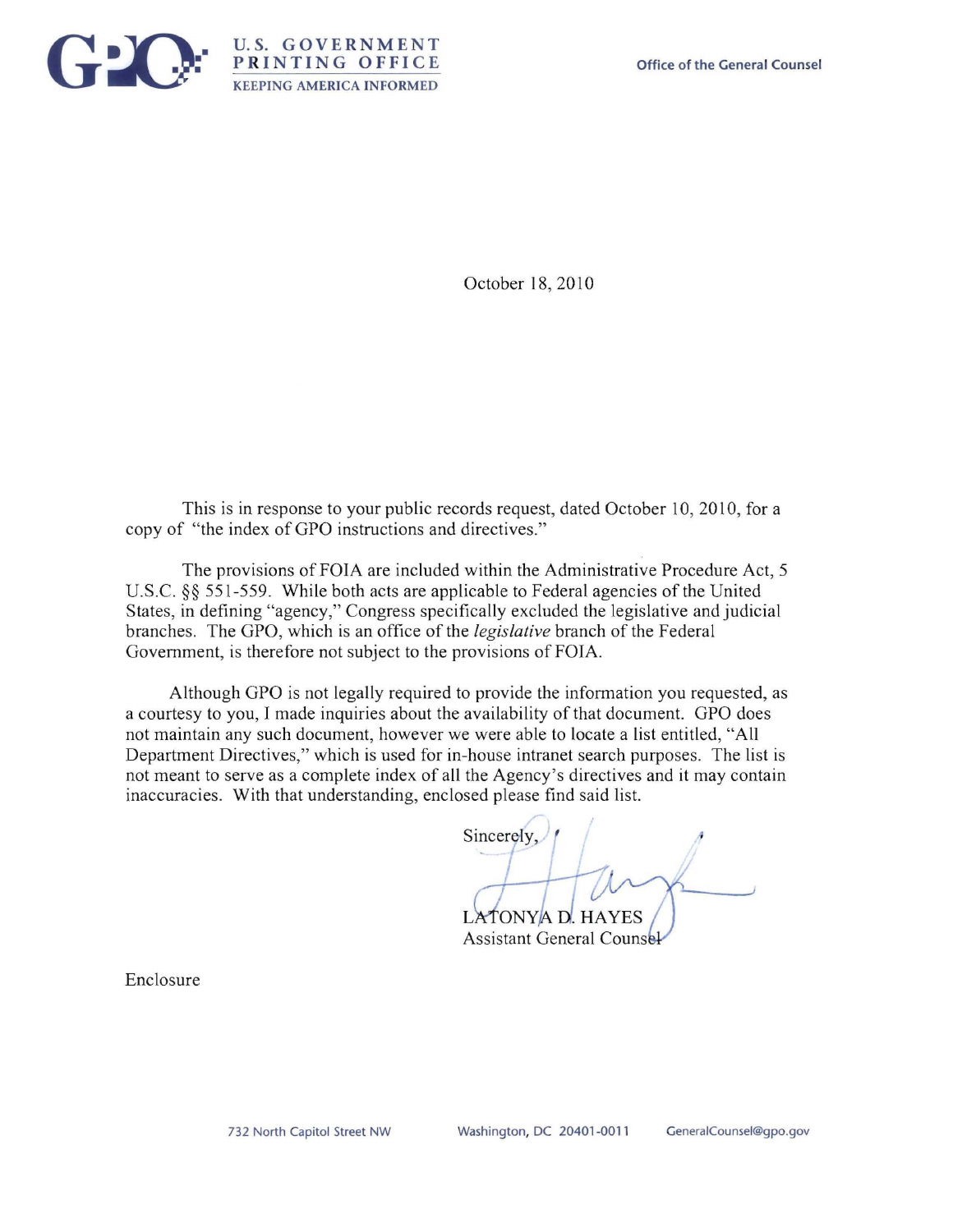**U.S. GOVERNMENT PRINTING OFFICE**
KEEPING AMERICA INFORMED

Office of the General Counsel

October 18, 2010

This is in response to your public records request, dated October 10, 2010, for a copy of "the index of GPO instructions and directives."

The provisions of FOIA are included within the Administrative Procedure Act, 5 U.S.C. §§ 551-559. While both acts are applicable to Federal agencies of the United States, in defining "agency," Congress specifically excluded the legislative and judicial branches. The GPO, which is an office of the *legislative* branch of the Federal Government, is therefore not subject to the provisions of FOIA.

Although GPO is not legally required to provide the information you requested, as a courtesy to you, I made inquiries about the availability of that document. GPO does not maintain any such document, however we were able to locate a list entitled, "All Department Directives," which is used for in-house intranet search purposes. The list is not meant to serve as a complete index of all the Agency's directives and it may contain inaccuracies. With that understanding, enclosed please find said list.

Sincerely,

LATONYA D. HAYES
Assistant General Counsel

Enclosure

732 North Capitol Street NW    Washington, DC 20401-0011    GeneralCounsel@gpo.gov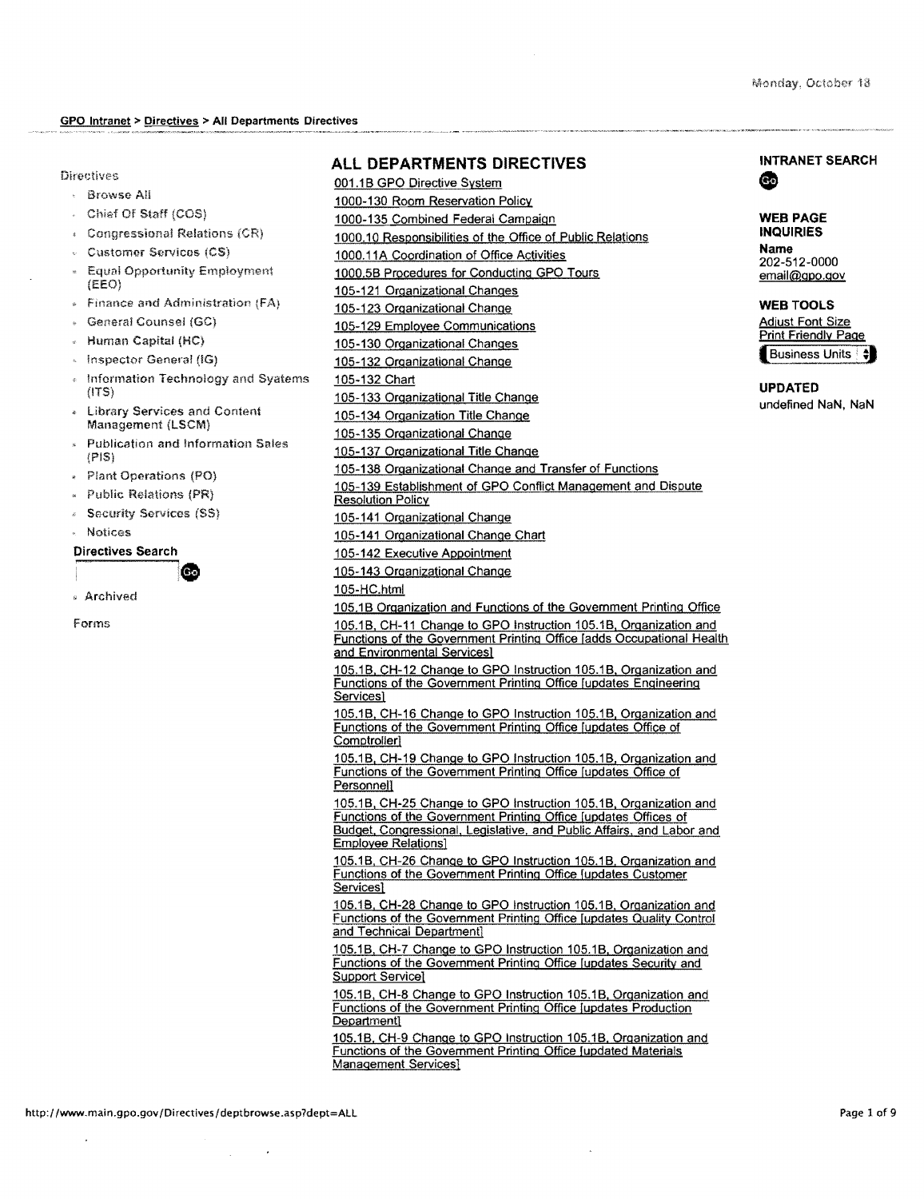Monday, October 18

GPO Intranet > Directives > All Departments Directives

Directives

- Browse All
- Chief Of Staff (COS)
- Congressional Relations (CR)
- Customer Services (CS)
- Equal Opportunity Employment (EEO)
- Finance and Administration (FA)
- General Counsel (GC)
- Human Capital (HC)
- Inspector General (IG)
- Information Technology and Systems (ITS)
- Library Services and Content Management (LSCM)
- Publication and Information Sales (PIS)
- Plant Operations (PO)
- Public Relations (PR)
- Security Services (SS)
- Notices

**Directives Search**

Go

- Archived

Forms

## ALL DEPARTMENTS DIRECTIVES

001.1B GPO Directive System

1000-130 Room Reservation Policy

1000-135 Combined Federal Campaign

1000.10 Responsibilities of the Office of Public Relations

1000.11A Coordination of Office Activities

1000.5B Procedures for Conducting GPO Tours

105-121 Organizational Changes

105-123 Organizational Change

105-129 Employee Communications

105-130 Organizational Changes

105-132 Organizational Change

105-132 Chart

105-133 Organizational Title Change

105-134 Organization Title Change

105-135 Organizational Change

105-137 Organizational Title Change

105-138 Organizational Change and Transfer of Functions

105-139 Establishment of GPO Conflict Management and Dispute Resolution Policy

105-141 Organizational Change

105-141 Organizational Change Chart

105-142 Executive Appointment

105-143 Organizational Change

105-HC.html

105.1B Organization and Functions of the Government Printing Office

105.1B, CH-11 Change to GPO Instruction 105.1B, Organization and Functions of the Government Printing Office [adds Occupational Health and Environmental Services]

105.1B, CH-12 Change to GPO Instruction 105.1B, Organization and Functions of the Government Printing Office [updates Engineering Services]

105.1B, CH-16 Change to GPO Instruction 105.1B, Organization and Functions of the Government Printing Office [updates Office of Comptroller]

105.1B, CH-19 Change to GPO Instruction 105.1B, Organization and Functions of the Government Printing Office [updates Office of Personnel]

105.1B, CH-25 Change to GPO Instruction 105.1B, Organization and Functions of the Government Printing Office [updates Offices of Budget, Congressional, Legislative, and Public Affairs, and Labor and Employee Relations]

105.1B, CH-26 Change to GPO Instruction 105.1B, Organization and Functions of the Government Printing Office [updates Customer Services]

105.1B, CH-28 Change to GPO Instruction 105.1B, Organization and Functions of the Government Printing Office [updates Quality Control and Technical Department]

105.1B, CH-7 Change to GPO Instruction 105.1B, Organization and Functions of the Government Printing Office [updates Security and Support Service]

105.1B, CH-8 Change to GPO Instruction 105.1B, Organization and Functions of the Government Printing Office [updates Production Department]

105.1B, CH-9 Change to GPO Instruction 105.1B, Organization and Functions of the Government Printing Office [updated Materials Management Services]

**INTRANET SEARCH**

Go

**WEB PAGE INQUIRIES**

**Name**
202-512-0000
email@gpo.gov

**WEB TOOLS**

Adjust Font Size
Print Friendly Page
Business Units

**UPDATED**

undefined NaN, NaN

http://www.main.gpo.gov/Directives/deptbrowse.asp?dept=ALL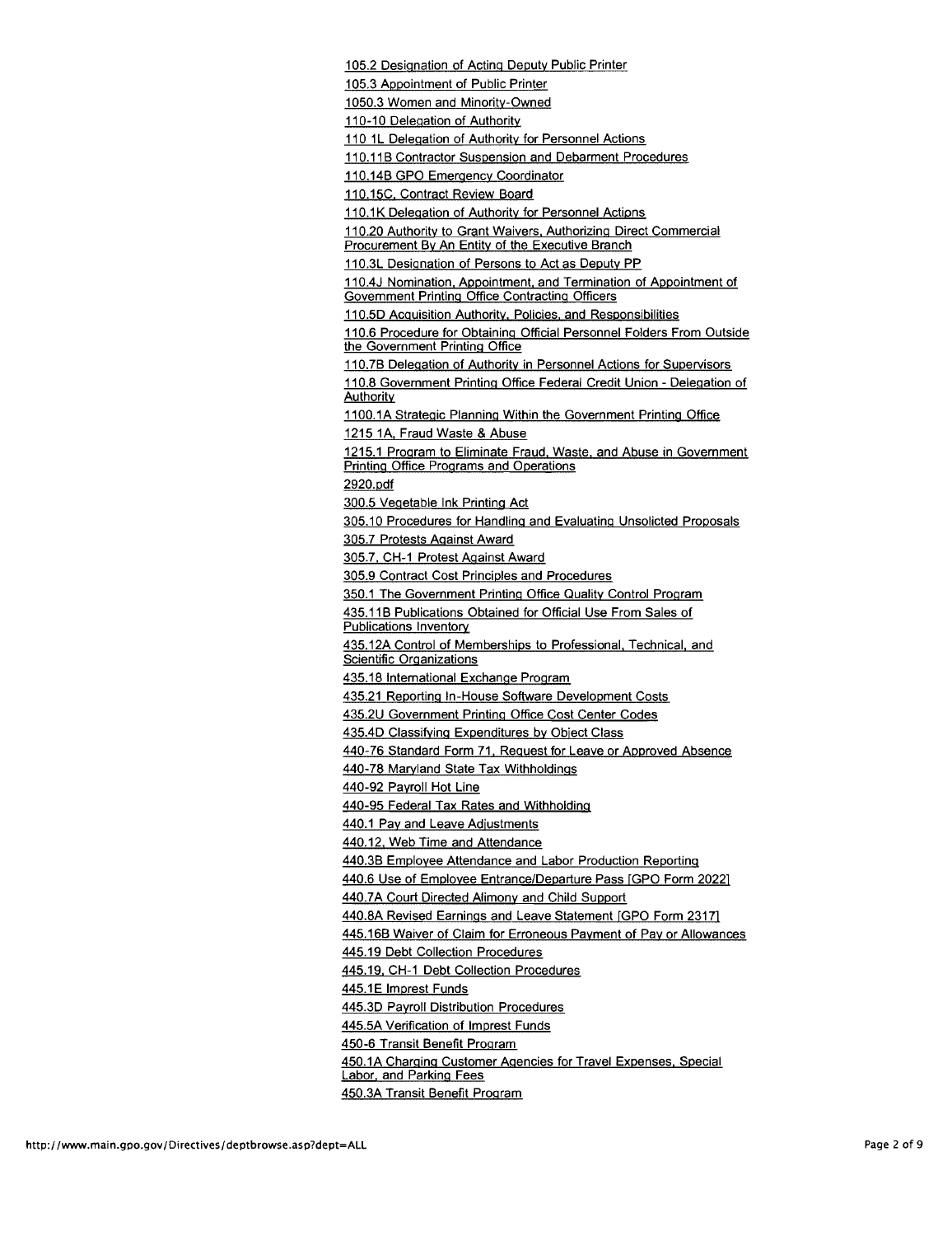105.2 Designation of Acting Deputy Public Printer

105.3 Appointment of Public Printer

1050.3 Women and Minority-Owned

110-10 Delegation of Authority

110 1L Delegation of Authority for Personnel Actions

110.11B Contractor Suspension and Debarment Procedures

110.14B GPO Emergency Coordinator

110.15C, Contract Review Board

110.1K Delegation of Authority for Personnel Actions

110.20 Authority to Grant Waivers, Authorizing Direct Commercial Procurement By An Entity of the Executive Branch

110.3L Designation of Persons to Act as Deputy PP

110.4J Nomination, Appointment, and Termination of Appointment of Government Printing Office Contracting Officers

110.5D Acquisition Authority, Policies, and Responsibilities

110.6 Procedure for Obtaining Official Personnel Folders From Outside the Government Printing Office

110.7B Delegation of Authority in Personnel Actions for Supervisors

110.8 Government Printing Office Federal Credit Union - Delegation of Authority

1100.1A Strategic Planning Within the Government Printing Office

1215 1A, Fraud Waste & Abuse

1215.1 Program to Eliminate Fraud, Waste, and Abuse in Government Printing Office Programs and Operations

2920.pdf

300.5 Vegetable Ink Printing Act

305.10 Procedures for Handling and Evaluating Unsolicted Proposals

305.7 Protests Against Award

305.7, CH-1 Protest Against Award

305.9 Contract Cost Principles and Procedures

350.1 The Government Printing Office Quality Control Program

435.11B Publications Obtained for Official Use From Sales of Publications Inventory

435.12A Control of Memberships to Professional, Technical, and Scientific Organizations

435.18 International Exchange Program

435.21 Reporting In-House Software Development Costs

435.2U Government Printing Office Cost Center Codes

435.4D Classifying Expenditures by Object Class

440-76 Standard Form 71, Request for Leave or Approved Absence

440-78 Maryland State Tax Withholdings

440-92 Payroll Hot Line

440-95 Federal Tax Rates and Withholding

440.1 Pay and Leave Adjustments

440.12, Web Time and Attendance

440.3B Employee Attendance and Labor Production Reporting

440.6 Use of Employee Entrance/Departure Pass [GPO Form 2022]

440.7A Court Directed Alimony and Child Support

440.8A Revised Earnings and Leave Statement [GPO Form 2317]

445.16B Waiver of Claim for Erroneous Payment of Pay or Allowances

445.19 Debt Collection Procedures

445.19, CH-1 Debt Collection Procedures

445.1E Imprest Funds

445.3D Payroll Distribution Procedures

445.5A Verification of Imprest Funds

450-6 Transit Benefit Program

450.1A Charging Customer Agencies for Travel Expenses, Special Labor, and Parking Fees

450.3A Transit Benefit Program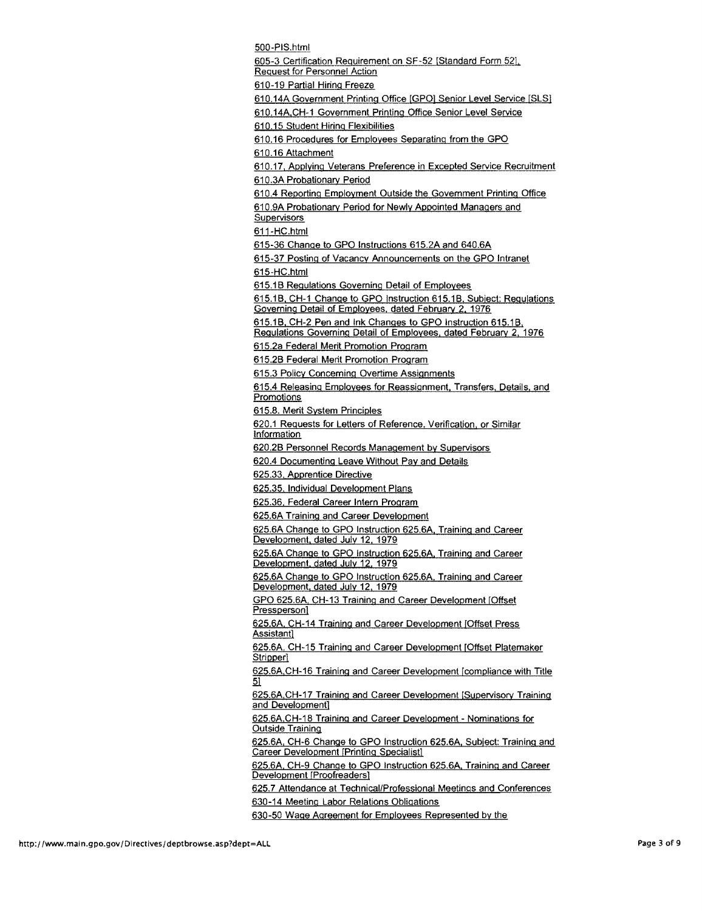500-PIS.html

605-3 Certification Requirement on SF-52 [Standard Form 52], Request for Personnel Action

610-19 Partial Hiring Freeze

610.14A Government Printing Office [GPO] Senior Level Service [SLS]

610.14A,CH-1 Government Printing Office Senior Level Service

610.15 Student Hiring Flexibilities

610.16 Procedures for Employees Separating from the GPO

610.16 Attachment

610.17, Applying Veterans Preference in Excepted Service Recruitment

610.3A Probationary Period

610.4 Reporting Employment Outside the Government Printing Office

610.9A Probationary Period for Newly Appointed Managers and Supervisors

611-HC.html

615-36 Change to GPO Instructions 615.2A and 640.6A

615-37 Posting of Vacancy Announcements on the GPO Intranet

615-HC.html

615.1B Regulations Governing Detail of Employees

615.1B, CH-1 Change to GPO Instruction 615.1B, Subject: Regulations Governing Detail of Employees, dated February 2, 1976

615.1B, CH-2 Pen and Ink Changes to GPO Instruction 615.1B, Regulations Governing Detail of Employees, dated February 2, 1976

615.2a Federal Merit Promotion Program

615.2B Federal Merit Promotion Program

615.3 Policy Concerning Overtime Assignments

615.4 Releasing Employees for Reassignment, Transfers, Details, and Promotions

615.8. Merit System Principles

620.1 Requests for Letters of Reference, Verification, or Similar Information

620.2B Personnel Records Management by Supervisors

620.4 Documenting Leave Without Pay and Details

625.33, Apprentice Directive

625.35, Individual Development Plans

625.36, Federal Career Intern Program

625.6A Training and Career Development

625.6A Change to GPO Instruction 625.6A, Training and Career Development, dated July 12, 1979

625.6A Change to GPO Instruction 625.6A, Training and Career Development, dated July 12, 1979

625.6A Change to GPO Instruction 625.6A, Training and Career Development, dated July 12, 1979

GPO 625.6A, CH-13 Training and Career Development [Offset Pressperson]

625.6A, CH-14 Training and Career Development [Offset Press Assistant]

625.6A, CH-15 Training and Career Development [Offset Platemaker Stripper]

625.6A,CH-16 Training and Career Development [compliance with Title 5]

625.6A,CH-17 Training and Career Development [Supervisory Training and Development]

625.6A,CH-18 Training and Career Development - Nominations for Outside Training

625.6A, CH-6 Change to GPO Instruction 625.6A, Subject: Training and Career Development [Printing Specialist]

625.6A, CH-9 Change to GPO Instruction 625.6A, Training and Career Development [Proofreaders]

625.7 Attendance at Technical/Professional Meetings and Conferences

630-14 Meeting Labor Relations Obligations

630-50 Wage Agreement for Employees Represented by the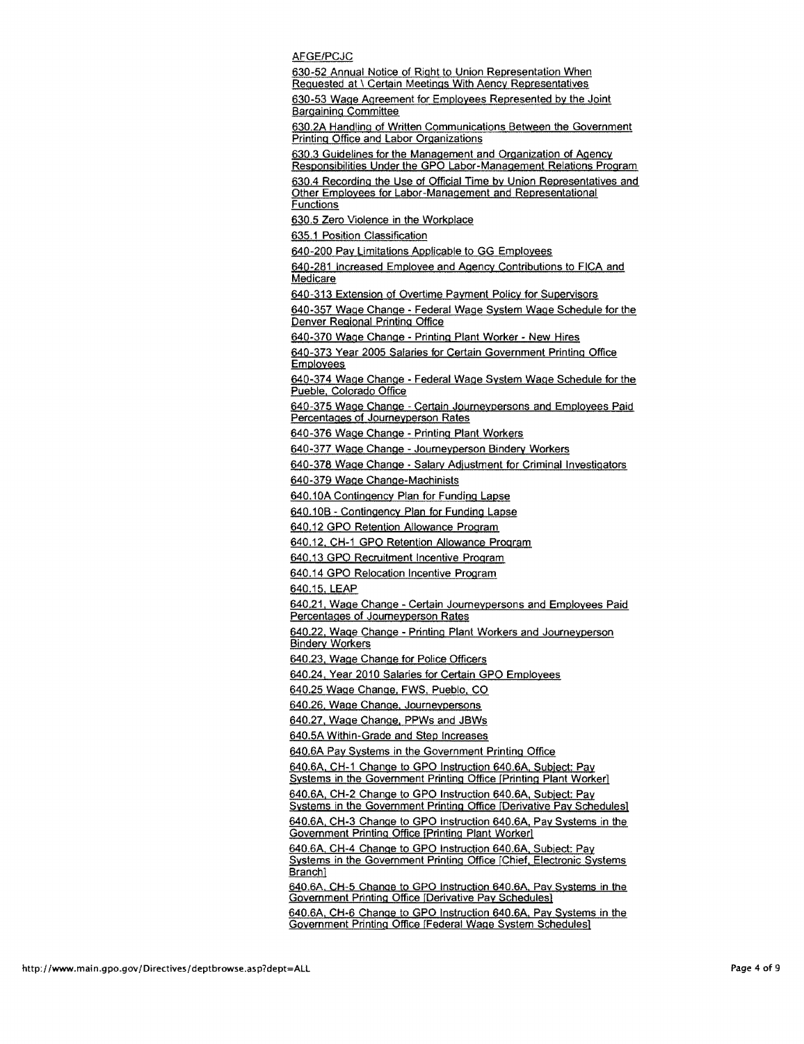AFGE/PCJC

630-52 Annual Notice of Right to Union Representation When Requested at \ Certain Meetings With Aency Representatives

630-53 Wage Agreement for Employees Represented by the Joint Bargaining Committee

630.2A Handling of Written Communications Between the Government Printing Office and Labor Organizations

630.3 Guidelines for the Management and Organization of Agency Responsibilities Under the GPO Labor-Management Relations Program

630.4 Recording the Use of Official Time by Union Representatives and Other Employees for Labor-Management and Representational Functions

630.5 Zero Violence in the Workplace

635.1 Position Classification

640-200 Pay Limitations Applicable to GG Employees

640-281 Increased Employee and Agency Contributions to FICA and Medicare

640-313 Extension of Overtime Payment Policy for Supervisors

640-357 Wage Change - Federal Wage System Wage Schedule for the Denver Regional Printing Office

640-370 Wage Change - Printing Plant Worker - New Hires

640-373 Year 2005 Salaries for Certain Government Printing Office Employees

640-374 Wage Change - Federal Wage System Wage Schedule for the Pueble, Colorado Office

640-375 Wage Change - Certain Journeypersons and Employees Paid Percentages of Journeyperson Rates

640-376 Wage Change - Printing Plant Workers

640-377 Wage Change - Journeyperson Bindery Workers

640-378 Wage Change - Salary Adjustment for Criminal Investigators

640-379 Wage Change-Machinists

640.10A Contingency Plan for Funding Lapse

640.10B - Contingency Plan for Funding Lapse

640.12 GPO Retention Allowance Program

640.12, CH-1 GPO Retention Allowance Program

640.13 GPO Recruitment Incentive Program

640.14 GPO Relocation Incentive Program

640.15, LEAP

640.21, Wage Change - Certain Journeypersons and Employees Paid Percentages of Journeyperson Rates

640.22, Wage Change - Printing Plant Workers and Journeyperson Bindery Workers

640.23, Wage Change for Police Officers

640.24, Year 2010 Salaries for Certain GPO Employees

640.25 Wage Change, FWS, Pueblo, CO

640.26, Wage Change, Journeypersons

640.27, Wage Change, PPWs and JBWs

640.5A Within-Grade and Step Increases

640.6A Pay Systems in the Government Printing Office

640.6A, CH-1 Change to GPO Instruction 640.6A, Subject: Pay Systems in the Government Printing Office [Printing Plant Worker]

640.6A, CH-2 Change to GPO Instruction 640.6A, Subject: Pay Systems in the Government Printing Office [Derivative Pay Schedules]

640.6A, CH-3 Change to GPO Instruction 640.6A, Pay Systems in the Government Printing Office [Printing Plant Worker]

640.6A, CH-4 Change to GPO Instruction 640.6A, Subject: Pay Systems in the Government Printing Office [Chief, Electronic Systems Branch]

640.6A, CH-5 Change to GPO Instruction 640.6A, Pay Systems in the Government Printing Office [Derivative Pay Schedules]

640.6A, CH-6 Change to GPO Instruction 640.6A, Pay Systems in the Government Printing Office [Federal Wage System Schedules]

http://www.main.gpo.gov/Directives/deptbrowse.asp?dept=ALL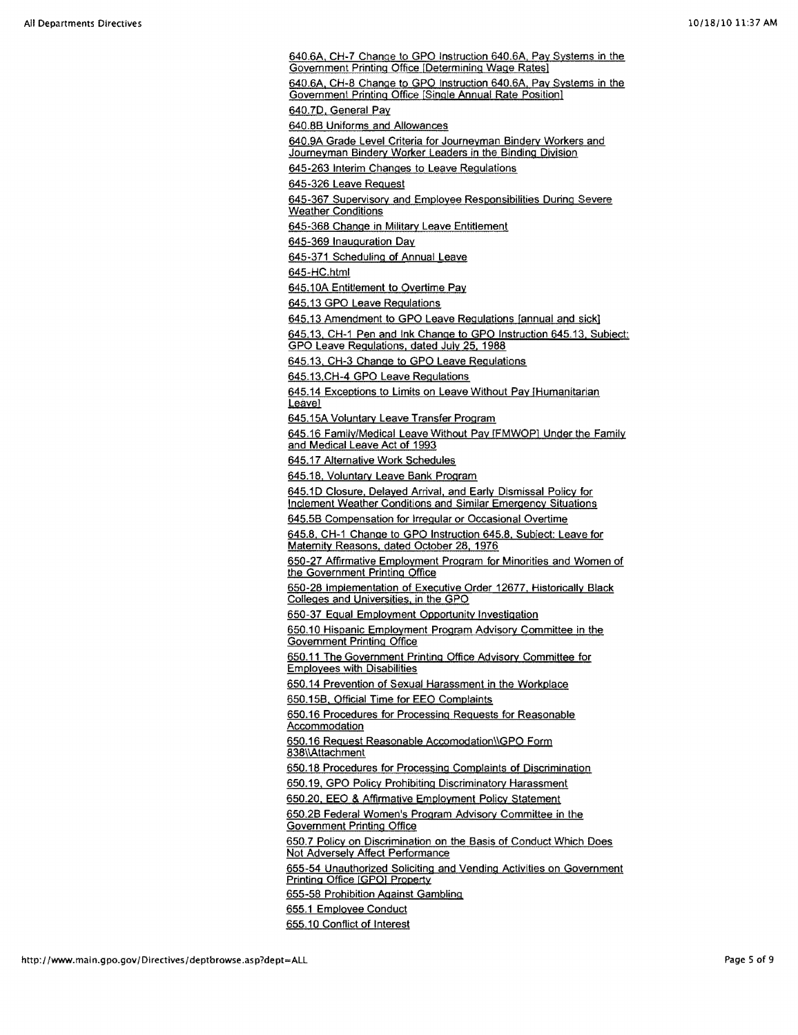640.6A, CH-7 Change to GPO Instruction 640.6A, Pay Systems in the Government Printing Office [Determining Wage Rates]

640.6A, CH-8 Change to GPO Instruction 640.6A, Pay Systems in the Government Printing Office [Single Annual Rate Position]

640.7D, General Pay

640.8B Uniforms and Allowances

640.9A Grade Level Criteria for Journeyman Bindery Workers and Journeyman Bindery Worker Leaders in the Binding Division

645-263 Interim Changes to Leave Regulations

645-326 Leave Request

645-367 Supervisory and Employee Responsibilities During Severe Weather Conditions

645-368 Change in Military Leave Entitlement

645-369 Inauguration Day

645-371 Scheduling of Annual Leave

645-HC.html

645.10A Entitlement to Overtime Pay

645.13 GPO Leave Regulations

645.13 Amendment to GPO Leave Regulations [annual and sick]

645.13, CH-1 Pen and Ink Change to GPO Instruction 645.13, Subject: GPO Leave Regulations, dated July 25, 1988

645.13, CH-3 Change to GPO Leave Regulations

645.13,CH-4 GPO Leave Regulations

645.14 Exceptions to Limits on Leave Without Pay [Humanitarian Leave]

645.15A Voluntary Leave Transfer Program

645.16 Family/Medical Leave Without Pay [FMWOP] Under the Family and Medical Leave Act of 1993

645.17 Alternative Work Schedules

645.18, Voluntary Leave Bank Program

645.1D Closure, Delayed Arrival, and Early Dismissal Policy for Inclement Weather Conditions and Similar Emergency Situations

645.5B Compensation for Irregular or Occasional Overtime

645.8, CH-1 Change to GPO Instruction 645.8, Subject: Leave for Maternity Reasons, dated October 28, 1976

650-27 Affirmative Employment Program for Minorities and Women of the Government Printing Office

650-28 Implementation of Executive Order 12677, Historically Black Colleges and Universities, in the GPO

650-37 Equal Employment Opportunity Investigation

650.10 Hispanic Employment Program Advisory Committee in the Government Printing Office

650.11 The Government Printing Office Advisory Committee for Employees with Disabilities

650.14 Prevention of Sexual Harassment in the Workplace

650.15B, Official Time for EEO Complaints

650.16 Procedures for Processing Requests for Reasonable Accommodation

650.16 Request Reasonable Accomodation\\GPO Form 838\\Attachment

650.18 Procedures for Processing Complaints of Discrimination

650.19, GPO Policy Prohibiting Discriminatory Harassment

650.20, EEO & Affirmative Employment Policy Statement

650.2B Federal Women's Program Advisory Committee in the Government Printing Office

650.7 Policy on Discrimination on the Basis of Conduct Which Does Not Adversely Affect Performance

655-54 Unauthorized Soliciting and Vending Activities on Government Printing Office [GPO] Property

655-58 Prohibition Against Gambling

655.1 Employee Conduct

655.10 Conflict of Interest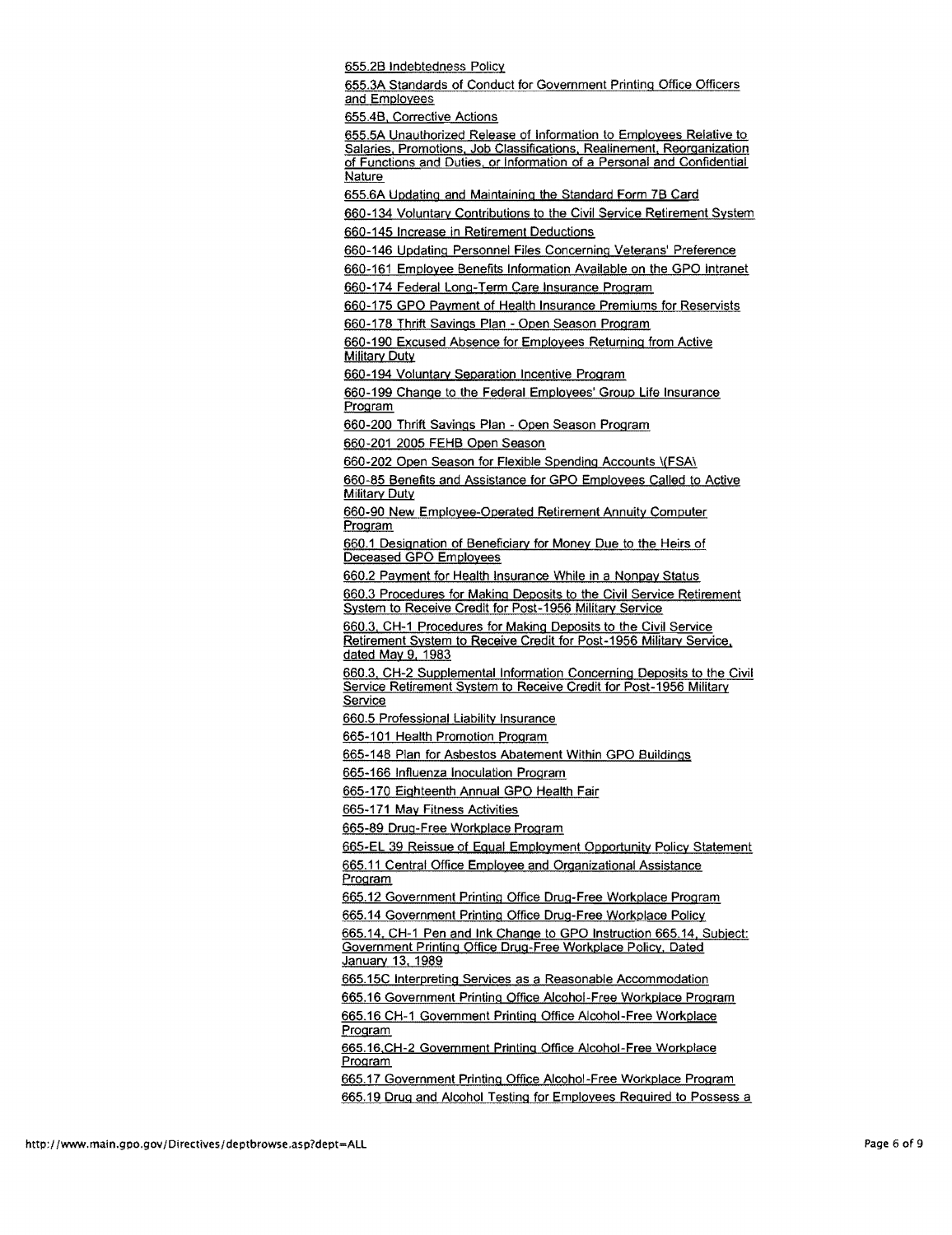655.2B Indebtedness Policy

655.3A Standards of Conduct for Government Printing Office Officers and Employees

655.4B, Corrective Actions

655.5A Unauthorized Release of Information to Employees Relative to Salaries, Promotions, Job Classifications, Realinement, Reorganization of Functions and Duties, or Information of a Personal and Confidential Nature

655.6A Updating and Maintaining the Standard Form 7B Card

660-134 Voluntary Contributions to the Civil Service Retirement System

660-145 Increase in Retirement Deductions

660-146 Updating Personnel Files Concerning Veterans' Preference

660-161 Employee Benefits Information Available on the GPO Intranet

660-174 Federal Long-Term Care Insurance Program

660-175 GPO Payment of Health Insurance Premiums for Reservists

660-178 Thrift Savings Plan - Open Season Program

660-190 Excused Absence for Employees Returning from Active Military Duty

660-194 Voluntary Separation Incentive Program

660-199 Change to the Federal Employees' Group Life Insurance Program

660-200 Thrift Savings Plan - Open Season Program

660-201 2005 FEHB Open Season

660-202 Open Season for Flexible Spending Accounts \(FSA\)

660-85 Benefits and Assistance for GPO Employees Called to Active Military Duty

660-90 New Employee-Operated Retirement Annuity Computer Program

660.1 Designation of Beneficiary for Money Due to the Heirs of Deceased GPO Employees

660.2 Payment for Health Insurance While in a Nonpay Status

660.3 Procedures for Making Deposits to the Civil Service Retirement System to Receive Credit for Post-1956 Military Service

660.3, CH-1 Procedures for Making Deposits to the Civil Service Retirement System to Receive Credit for Post-1956 Military Service, dated May 9, 1983

660.3, CH-2 Supplemental Information Concerning Deposits to the Civil Service Retirement System to Receive Credit for Post-1956 Military Service

660.5 Professional Liability Insurance

665-101 Health Promotion Program

665-148 Plan for Asbestos Abatement Within GPO Buildings

665-166 Influenza Inoculation Program

665-170 Eighteenth Annual GPO Health Fair

665-171 May Fitness Activities

665-89 Drug-Free Workplace Program

665-EL 39 Reissue of Equal Employment Opportunity Policy Statement

665.11 Central Office Employee and Organizational Assistance Program

665.12 Government Printing Office Drug-Free Workplace Program

665.14 Government Printing Office Drug-Free Workplace Policy

665.14, CH-1 Pen and Ink Change to GPO Instruction 665.14, Subject: Government Printing Office Drug-Free Workplace Policy, Dated January 13, 1989

665.15C Interpreting Services as a Reasonable Accommodation

665.16 Government Printing Office Alcohol-Free Workplace Program

665.16 CH-1 Government Printing Office Alcohol-Free Workplace Program

665.16,CH-2 Government Printing Office Alcohol-Free Workplace Program

665.17 Government Printing Office Alcohol-Free Workplace Program

665.19 Drug and Alcohol Testing for Employees Required to Possess a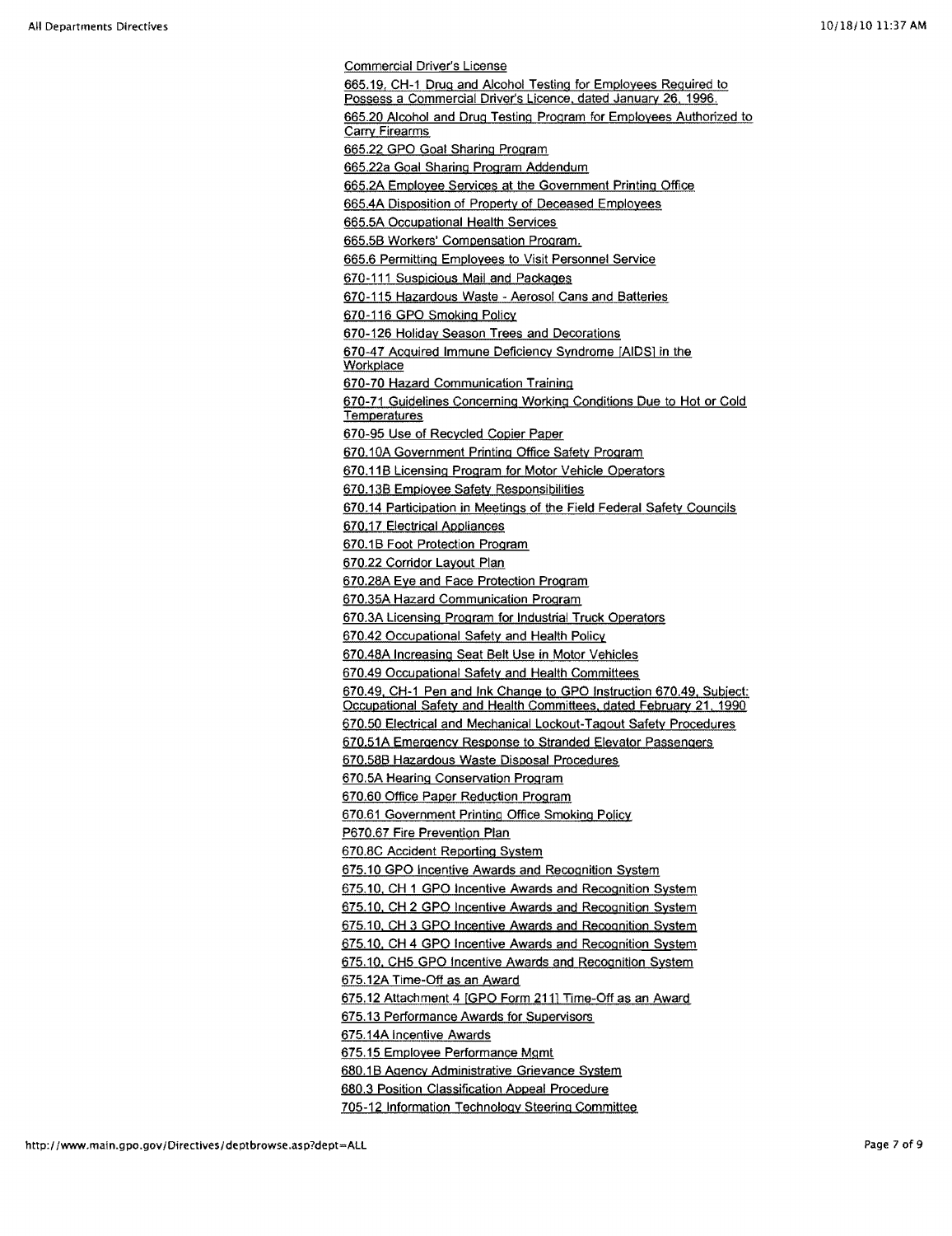Commercial Driver's License

665.19, CH-1 Drug and Alcohol Testing for Employees Required to Possess a Commercial Driver's Licence, dated January 26, 1996.

665.20 Alcohol and Drug Testing Program for Employees Authorized to Carry Firearms

665.22 GPO Goal Sharing Program

665.22a Goal Sharing Program Addendum

665.2A Employee Services at the Government Printing Office

665.4A Disposition of Property of Deceased Employees

665.5A Occupational Health Services

665.5B Workers' Compensation Program.

665.6 Permitting Employees to Visit Personnel Service

670-111 Suspicious Mail and Packages

670-115 Hazardous Waste - Aerosol Cans and Batteries

670-116 GPO Smoking Policy

670-126 Holiday Season Trees and Decorations

670-47 Acquired Immune Deficiency Syndrome [AIDS] in the Workplace

670-70 Hazard Communication Training

670-71 Guidelines Concerning Working Conditions Due to Hot or Cold Temperatures

670-95 Use of Recycled Copier Paper

670.10A Government Printing Office Safety Program

670.11B Licensing Program for Motor Vehicle Operators

670.13B Employee Safety Responsibilities

670.14 Participation in Meetings of the Field Federal Safety Councils

670.17 Electrical Appliances

670.1B Foot Protection Program

670.22 Corridor Layout Plan

670.28A Eye and Face Protection Program

670.35A Hazard Communication Program

670.3A Licensing Program for Industrial Truck Operators

670.42 Occupational Safety and Health Policy

670.48A Increasing Seat Belt Use in Motor Vehicles

670.49 Occupational Safety and Health Committees

670.49, CH-1 Pen and Ink Change to GPO Instruction 670.49, Subject: Occupational Safety and Health Committees, dated February 21, 1990

670.50 Electrical and Mechanical Lockout-Tagout Safety Procedures

670.51A Emergency Response to Stranded Elevator Passengers

670.58B Hazardous Waste Disposal Procedures

670.5A Hearing Conservation Program

670.60 Office Paper Reduction Program

670.61 Government Printing Office Smoking Policy

P670.67 Fire Prevention Plan

670.8C Accident Reporting System

675.10 GPO Incentive Awards and Recognition System

675.10, CH 1 GPO Incentive Awards and Recognition System

675.10, CH 2 GPO Incentive Awards and Recognition System

675.10, CH 3 GPO Incentive Awards and Recognition System

675.10, CH 4 GPO Incentive Awards and Recognition System

675.10, CH5 GPO Incentive Awards and Recognition System

675.12A Time-Off as an Award

675.12 Attachment 4 [GPO Form 211] Time-Off as an Award

675.13 Performance Awards for Supervisors

675.14A Incentive Awards

675.15 Employee Performance Mgmt

680.1B Agency Administrative Grievance System

680.3 Position Classification Appeal Procedure

705-12 Information Technology Steering Committee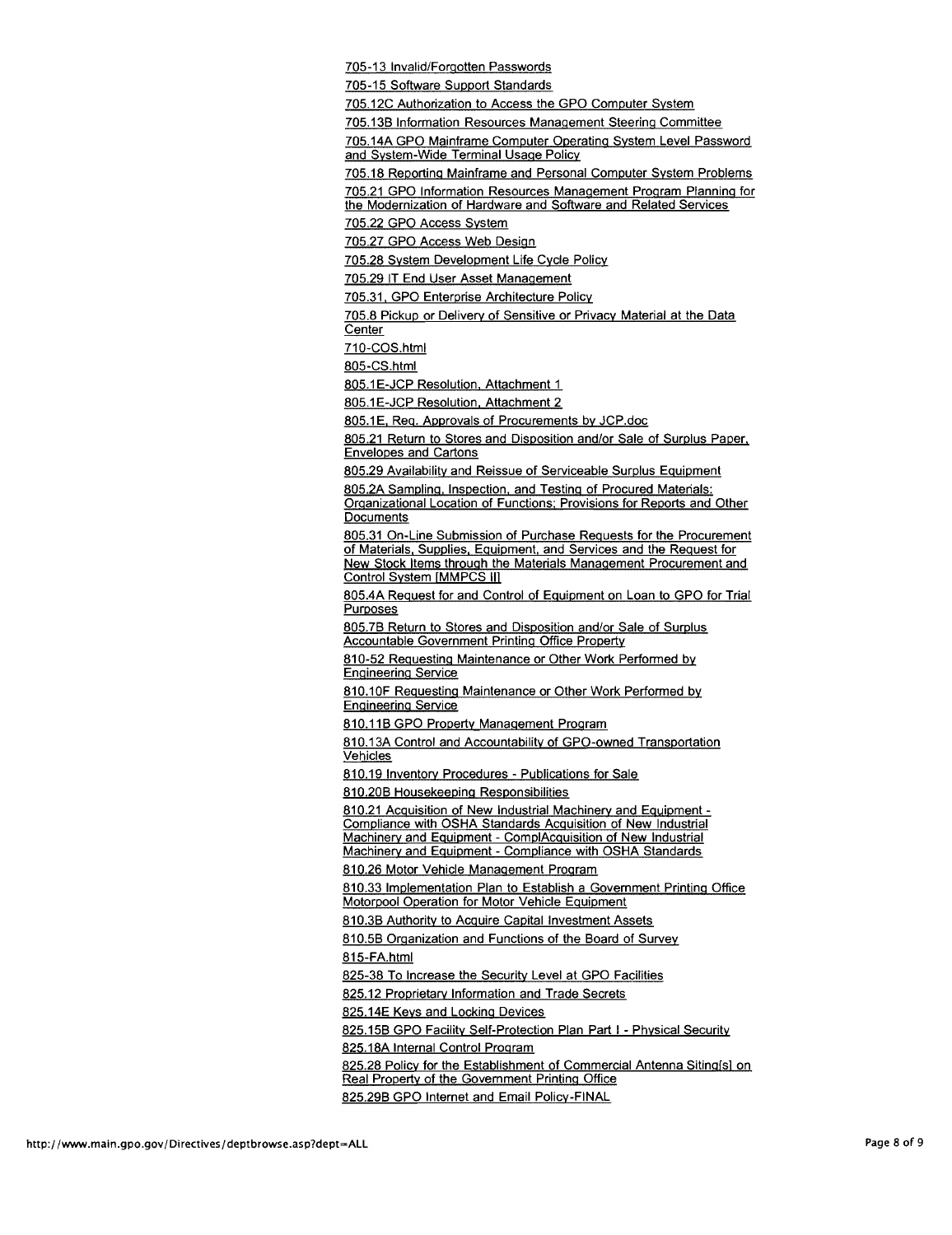705-13 Invalid/Forgotten Passwords

705-15 Software Support Standards

705.12C Authorization to Access the GPO Computer System

705.13B Information Resources Management Steering Committee

705.14A GPO Mainframe Computer Operating System Level Password and System-Wide Terminal Usage Policy

705.18 Reporting Mainframe and Personal Computer System Problems

705.21 GPO Information Resources Management Program Planning for the Modernization of Hardware and Software and Related Services

705.22 GPO Access System

705.27 GPO Access Web Design

705.28 System Development Life Cycle Policy

705.29 IT End User Asset Management

705.31, GPO Enterprise Architecture Policy

705.8 Pickup or Delivery of Sensitive or Privacy Material at the Data Center

710-COS.html

805-CS.html

805.1E-JCP Resolution, Attachment 1

805.1E-JCP Resolution, Attachment 2

805.1E, Req. Approvals of Procurements by JCP.doc

805.21 Return to Stores and Disposition and/or Sale of Surplus Paper, Envelopes and Cartons

805.29 Availability and Reissue of Serviceable Surplus Equipment

805.2A Sampling, Inspection, and Testing of Procured Materials: Organizational Location of Functions; Provisions for Reports and Other Documents

805.31 On-Line Submission of Purchase Requests for the Procurement of Materials, Supplies, Equipment, and Services and the Request for New Stock Items through the Materials Management Procurement and Control System [MMPCS II]

805.4A Request for and Control of Equipment on Loan to GPO for Trial Purposes

805.7B Return to Stores and Disposition and/or Sale of Surplus Accountable Government Printing Office Property

810-52 Requesting Maintenance or Other Work Performed by Engineering Service

810.10F Requesting Maintenance or Other Work Performed by Engineering Service

810.11B GPO Property Management Program

810.13A Control and Accountability of GPO-owned Transportation Vehicles

810.19 Inventory Procedures - Publications for Sale

810.20B Housekeeping Responsibilities

810.21 Acquisition of New Industrial Machinery and Equipment - Compliance with OSHA Standards Acquisition of New Industrial Machinery and Equipment - ComplAcquisition of New Industrial Machinery and Equipment - Compliance with OSHA Standards

810.26 Motor Vehicle Management Program

810.33 Implementation Plan to Establish a Government Printing Office Motorpool Operation for Motor Vehicle Equipment

810.3B Authority to Acquire Capital Investment Assets

810.5B Organization and Functions of the Board of Survey

815-FA.html

825-38 To Increase the Security Level at GPO Facilities

825.12 Proprietary Information and Trade Secrets

825.14E Keys and Locking Devices

825.15B GPO Facility Self-Protection Plan Part I - Physical Security

825.18A Internal Control Program

825.28 Policy for the Establishment of Commercial Antenna Siting[s] on Real Property of the Government Printing Office

825.29B GPO Internet and Email Policy-FINAL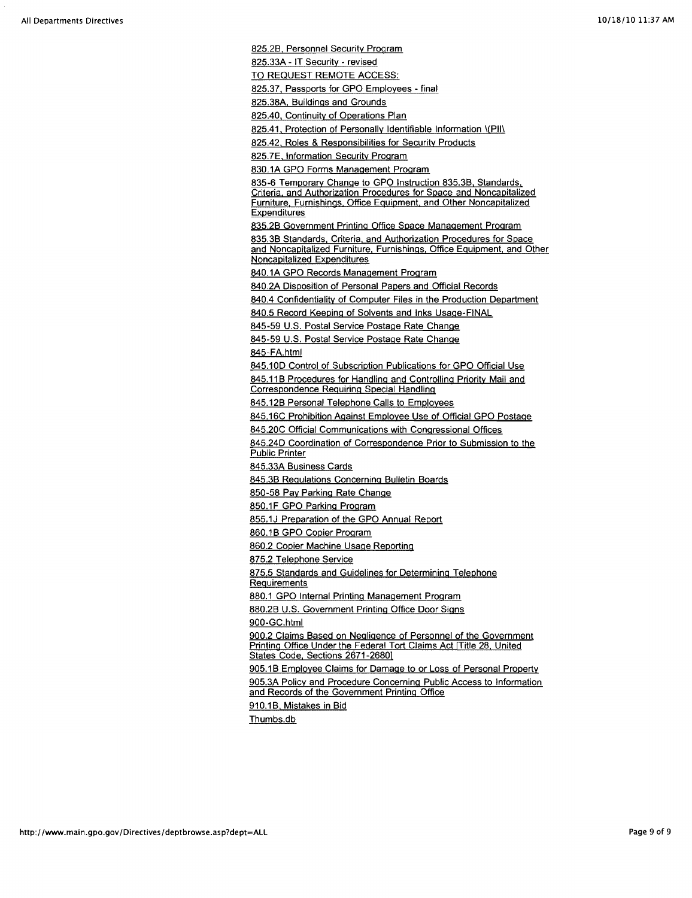825.2B, Personnel Security Program

825.33A - IT Security - revised

TO REQUEST REMOTE ACCESS:

825.37, Passports for GPO Employees - final

825.38A, Buildings and Grounds

825.40, Continuity of Operations Plan

825.41, Protection of Personally Identifiable Information \(PII\

825.42, Roles & Responsibilities for Security Products

825.7E, Information Security Program

830.1A GPO Forms Management Program

835-6 Temporary Change to GPO Instruction 835.3B, Standards, Criteria, and Authorization Procedures for Space and Noncapitalized Furniture, Furnishings, Office Equipment, and Other Noncapitalized Expenditures

835.2B Government Printing Office Space Management Program

835.3B Standards, Criteria, and Authorization Procedures for Space and Noncapitalized Furniture, Furnishings, Office Equipment, and Other Noncapitalized Expenditures

840.1A GPO Records Management Program

840.2A Disposition of Personal Papers and Official Records

840.4 Confidentiality of Computer Files in the Production Department

840.5 Record Keeping of Solvents and Inks Usage-FINAL

845-59 U.S. Postal Service Postage Rate Change

845-59 U.S. Postal Service Postage Rate Change

845-FA.html

845.10D Control of Subscription Publications for GPO Official Use

845.11B Procedures for Handling and Controlling Priority Mail and Correspondence Requiring Special Handling

845.12B Personal Telephone Calls to Employees

845.16C Prohibition Against Employee Use of Official GPO Postage

845.20C Official Communications with Congressional Offices

845.24D Coordination of Correspondence Prior to Submission to the Public Printer

845.33A Business Cards

845.3B Regulations Concerning Bulletin Boards

850-58 Pay Parking Rate Change

850.1F GPO Parking Program

855.1J Preparation of the GPO Annual Report

860.1B GPO Copier Program

860.2 Copier Machine Usage Reporting

875.2 Telephone Service

875.5 Standards and Guidelines for Determining Telephone Requirements

880.1 GPO Internal Printing Management Program

880.2B U.S. Government Printing Office Door Signs

900-GC.html

900.2 Claims Based on Negligence of Personnel of the Government Printing Office Under the Federal Tort Claims Act [Title 28, United States Code, Sections 2671-2680]

905.1B Employee Claims for Damage to or Loss of Personal Property

905.3A Policy and Procedure Concerning Public Access to Information and Records of the Government Printing Office

910.1B, Mistakes in Bid

Thumbs.db